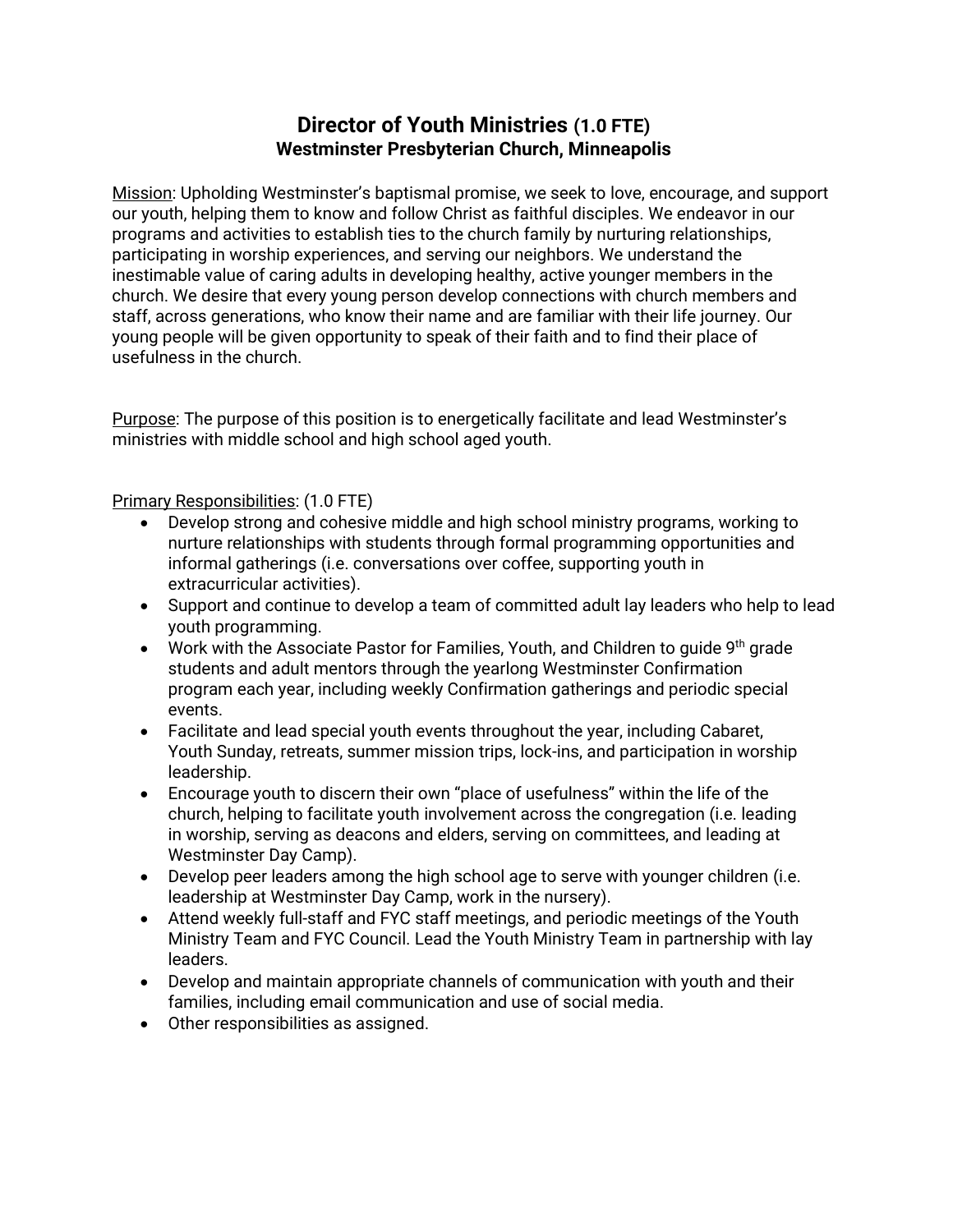# Director of Youth Ministries (1.0 FTE)
## Westminster Presbyterian Church, Minneapolis

Mission: Upholding Westminster's baptismal promise, we seek to love, encourage, and support our youth, helping them to know and follow Christ as faithful disciples. We endeavor in our programs and activities to establish ties to the church family by nurturing relationships, participating in worship experiences, and serving our neighbors. We understand the inestimable value of caring adults in developing healthy, active younger members in the church. We desire that every young person develop connections with church members and staff, across generations, who know their name and are familiar with their life journey. Our young people will be given opportunity to speak of their faith and to find their place of usefulness in the church.

Purpose: The purpose of this position is to energetically facilitate and lead Westminster's ministries with middle school and high school aged youth.

Primary Responsibilities: (1.0 FTE)

- Develop strong and cohesive middle and high school ministry programs, working to nurture relationships with students through formal programming opportunities and informal gatherings (i.e. conversations over coffee, supporting youth in extracurricular activities).
- Support and continue to develop a team of committed adult lay leaders who help to lead youth programming.
- Work with the Associate Pastor for Families, Youth, and Children to guide 9th grade students and adult mentors through the yearlong Westminster Confirmation program each year, including weekly Confirmation gatherings and periodic special events.
- Facilitate and lead special youth events throughout the year, including Cabaret, Youth Sunday, retreats, summer mission trips, lock-ins, and participation in worship leadership.
- Encourage youth to discern their own "place of usefulness" within the life of the church, helping to facilitate youth involvement across the congregation (i.e. leading in worship, serving as deacons and elders, serving on committees, and leading at Westminster Day Camp).
- Develop peer leaders among the high school age to serve with younger children (i.e. leadership at Westminster Day Camp, work in the nursery).
- Attend weekly full-staff and FYC staff meetings, and periodic meetings of the Youth Ministry Team and FYC Council. Lead the Youth Ministry Team in partnership with lay leaders.
- Develop and maintain appropriate channels of communication with youth and their families, including email communication and use of social media.
- Other responsibilities as assigned.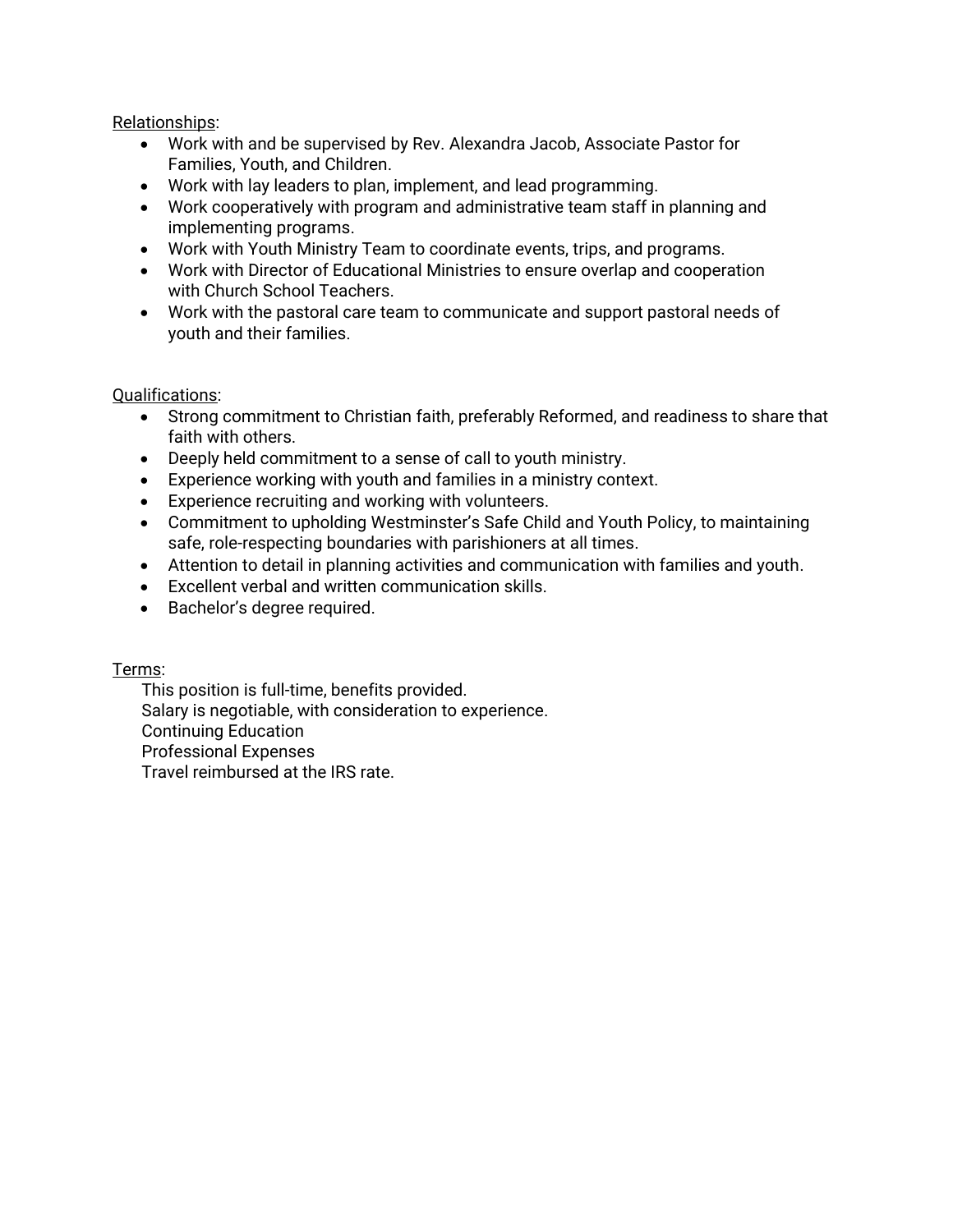Relationships:

- Work with and be supervised by Rev. Alexandra Jacob, Associate Pastor for Families, Youth, and Children.
- Work with lay leaders to plan, implement, and lead programming.
- Work cooperatively with program and administrative team staff in planning and implementing programs.
- Work with Youth Ministry Team to coordinate events, trips, and programs.
- Work with Director of Educational Ministries to ensure overlap and cooperation with Church School Teachers.
- Work with the pastoral care team to communicate and support pastoral needs of youth and their families.

Qualifications:

- Strong commitment to Christian faith, preferably Reformed, and readiness to share that faith with others.
- Deeply held commitment to a sense of call to youth ministry.
- Experience working with youth and families in a ministry context.
- Experience recruiting and working with volunteers.
- Commitment to upholding Westminster's Safe Child and Youth Policy, to maintaining safe, role-respecting boundaries with parishioners at all times.
- Attention to detail in planning activities and communication with families and youth.
- Excellent verbal and written communication skills.
- Bachelor's degree required.

Terms:

This position is full-time, benefits provided.
Salary is negotiable, with consideration to experience.
Continuing Education
Professional Expenses
Travel reimbursed at the IRS rate.